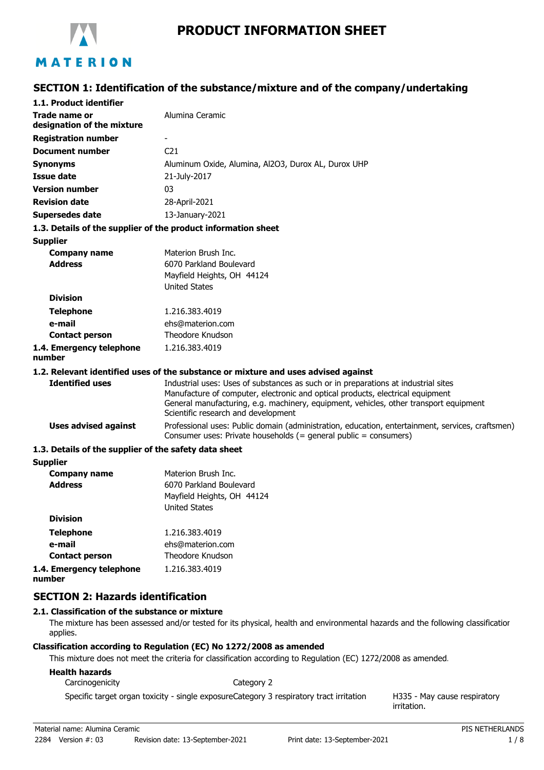# PRODUCT INFORMATION SHEET

## SECTION 1: Identification of the substance/mixture and of the company/undertaking

### 1.1. Product identifier

| | |
|---|---|
| **Trade name or designation of the mixture** | Alumina Ceramic |
| **Registration number** | - |
| **Document number** | C21 |
| **Synonyms** | Aluminum Oxide, Alumina, Al2O3, Durox AL, Durox UHP |
| **Issue date** | 21-July-2017 |
| **Version number** | 03 |
| **Revision date** | 28-April-2021 |
| **Supersedes date** | 13-January-2021 |

### 1.3. Details of the supplier of the product information sheet

**Supplier**

| | |
|---|---|
| **Company name** | Materion Brush Inc. |
| **Address** | 6070 Parkland Boulevard<br>Mayfield Heights, OH 44124<br>United States |
| **Division** | |
| **Telephone** | 1.216.383.4019 |
| **e-mail** | ehs@materion.com |
| **Contact person** | Theodore Knudson |
| **1.4. Emergency telephone number** | 1.216.383.4019 |

### 1.2. Relevant identified uses of the substance or mixture and uses advised against

| | |
|---|---|
| **Identified uses** | Industrial uses: Uses of substances as such or in preparations at industrial sites<br>Manufacture of computer, electronic and optical products, electrical equipment<br>General manufacturing, e.g. machinery, equipment, vehicles, other transport equipment<br>Scientific research and development |
| **Uses advised against** | Professional uses: Public domain (administration, education, entertainment, services, craftsmen)<br>Consumer uses: Private households (= general public = consumers) |

### 1.3. Details of the supplier of the safety data sheet

**Supplier**

| | |
|---|---|
| **Company name** | Materion Brush Inc. |
| **Address** | 6070 Parkland Boulevard<br>Mayfield Heights, OH 44124<br>United States |
| **Division** | |
| **Telephone** | 1.216.383.4019 |
| **e-mail** | ehs@materion.com |
| **Contact person** | Theodore Knudson |
| **1.4. Emergency telephone number** | 1.216.383.4019 |

## SECTION 2: Hazards identification

### 2.1. Classification of the substance or mixture

The mixture has been assessed and/or tested for its physical, health and environmental hazards and the following classification applies.

**Classification according to Regulation (EC) No 1272/2008 as amended**

This mixture does not meet the criteria for classification according to Regulation (EC) 1272/2008 as amended.

**Health hazards**

| | | |
|---|---|---|
| Carcinogenicity | Category 2 | |
| Specific target organ toxicity - single exposure | Category 3 respiratory tract irritation | H335 - May cause respiratory irritation. |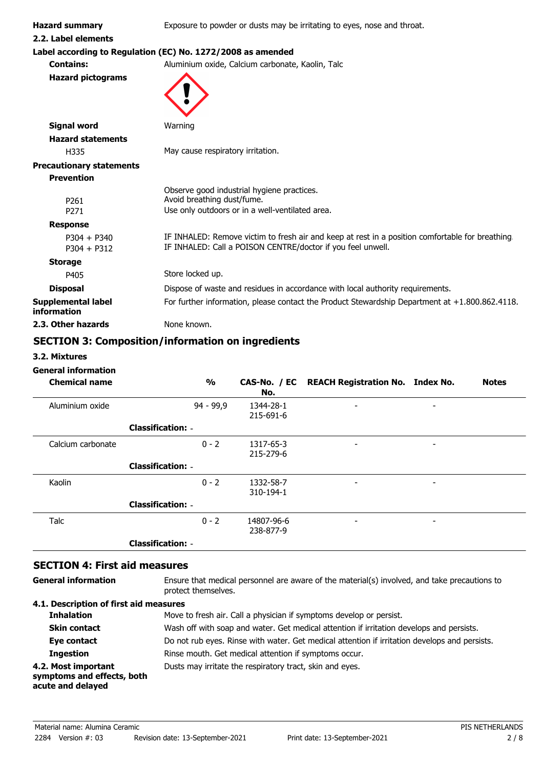**Hazard summary** Exposure to powder or dusts may be irritating to eyes, nose and throat.

**2.2. Label elements**

**Label according to Regulation (EC) No. 1272/2008 as amended**

**Contains:** Aluminium oxide, Calcium carbonate, Kaolin, Talc

**Hazard pictograms**

**Signal word** Warning

**Hazard statements**

H335 May cause respiratory irritation.

**Precautionary statements**

**Prevention**

Observe good industrial hygiene practices.

P261 Avoid breathing dust/fume.

P271 Use only outdoors or in a well-ventilated area.

**Response**

P304 + P340 IF INHALED: Remove victim to fresh air and keep at rest in a position comfortable for breathing.

P304 + P312 IF INHALED: Call a POISON CENTRE/doctor if you feel unwell.

**Storage**

P405 Store locked up.

**Disposal** Dispose of waste and residues in accordance with local authority requirements.

**Supplemental label information** For further information, please contact the Product Stewardship Department at +1.800.862.4118.

**2.3. Other hazards** None known.

## SECTION 3: Composition/information on ingredients

### 3.2. Mixtures

**General information**

| Chemical name | % | CAS-No. / EC No. | REACH Registration No. | Index No. | Notes |
|---|---|---|---|---|---|
| Aluminium oxide | 94 - 99,9 | 1344-28-1<br>215-691-6 | - | - | |
| **Classification:** - | | | | | |
| Calcium carbonate | 0 - 2 | 1317-65-3<br>215-279-6 | - | - | |
| **Classification:** - | | | | | |
| Kaolin | 0 - 2 | 1332-58-7<br>310-194-1 | - | - | |
| **Classification:** - | | | | | |
| Talc | 0 - 2 | 14807-96-6<br>238-877-9 | - | - | |
| **Classification:** - | | | | | |

## SECTION 4: First aid measures

**General information** Ensure that medical personnel are aware of the material(s) involved, and take precautions to protect themselves.

**4.1. Description of first aid measures**

**Inhalation** Move to fresh air. Call a physician if symptoms develop or persist.

**Skin contact** Wash off with soap and water. Get medical attention if irritation develops and persists.

**Eye contact** Do not rub eyes. Rinse with water. Get medical attention if irritation develops and persists.

**Ingestion** Rinse mouth. Get medical attention if symptoms occur.

**4.2. Most important symptoms and effects, both acute and delayed** Dusts may irritate the respiratory tract, skin and eyes.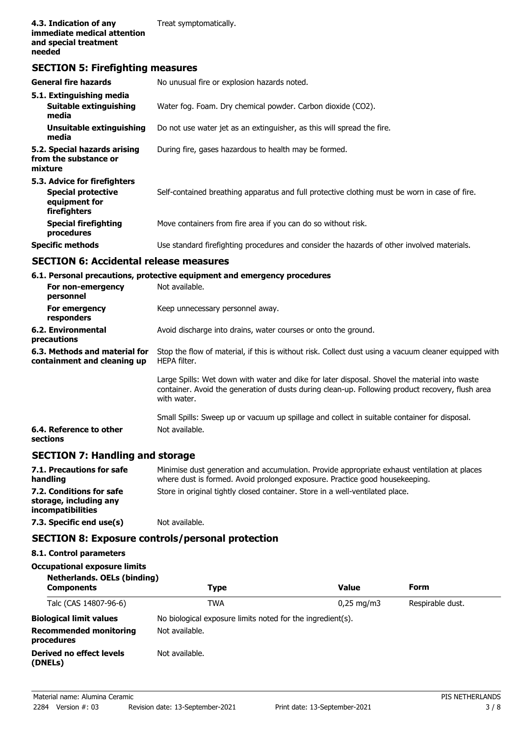| | |
|---|---|
| **4.3. Indication of any immediate medical attention and special treatment needed** | Treat symptomatically. |

## SECTION 5: Firefighting measures

| | |
|---|---|
| **General fire hazards** | No unusual fire or explosion hazards noted. |
| **5.1. Extinguishing media** | |
| **Suitable extinguishing media** | Water fog. Foam. Dry chemical powder. Carbon dioxide ($CO_2$). |
| **Unsuitable extinguishing media** | Do not use water jet as an extinguisher, as this will spread the fire. |
| **5.2. Special hazards arising from the substance or mixture** | During fire, gases hazardous to health may be formed. |
| **5.3. Advice for firefighters** | |
| **Special protective equipment for firefighters** | Self-contained breathing apparatus and full protective clothing must be worn in case of fire. |
| **Special firefighting procedures** | Move containers from fire area if you can do so without risk. |
| **Specific methods** | Use standard firefighting procedures and consider the hazards of other involved materials. |

## SECTION 6: Accidental release measures

**6.1. Personal precautions, protective equipment and emergency procedures**

| | |
|---|---|
| **For non-emergency personnel** | Not available. |
| **For emergency responders** | Keep unnecessary personnel away. |
| **6.2. Environmental precautions** | Avoid discharge into drains, water courses or onto the ground. |
| **6.3. Methods and material for containment and cleaning up** | Stop the flow of material, if this is without risk. Collect dust using a vacuum cleaner equipped with HEPA filter.<br><br>Large Spills: Wet down with water and dike for later disposal. Shovel the material into waste container. Avoid the generation of dusts during clean-up. Following product recovery, flush area with water.<br><br>Small Spills: Sweep up or vacuum up spillage and collect in suitable container for disposal. |
| **6.4. Reference to other sections** | Not available. |

## SECTION 7: Handling and storage

| | |
|---|---|
| **7.1. Precautions for safe handling** | Minimise dust generation and accumulation. Provide appropriate exhaust ventilation at places where dust is formed. Avoid prolonged exposure. Practice good housekeeping. |
| **7.2. Conditions for safe storage, including any incompatibilities** | Store in original tightly closed container. Store in a well-ventilated place. |
| **7.3. Specific end use(s)** | Not available. |

## SECTION 8: Exposure controls/personal protection

**8.1. Control parameters**

**Occupational exposure limits**

**Netherlands. OELs (binding)**

| Components | Type | Value | Form |
|---|---|---|---|
| Talc (CAS 14807-96-6) | TWA | 0,25 mg/m3 | Respirable dust. |

| | |
|---|---|
| **Biological limit values** | No biological exposure limits noted for the ingredient(s). |
| **Recommended monitoring procedures** | Not available. |
| **Derived no effect levels (DNELs)** | Not available. |

Material name: Alumina Ceramic
2284 Version #: 03 Revision date: 13-September-2021 Print date: 13-September-2021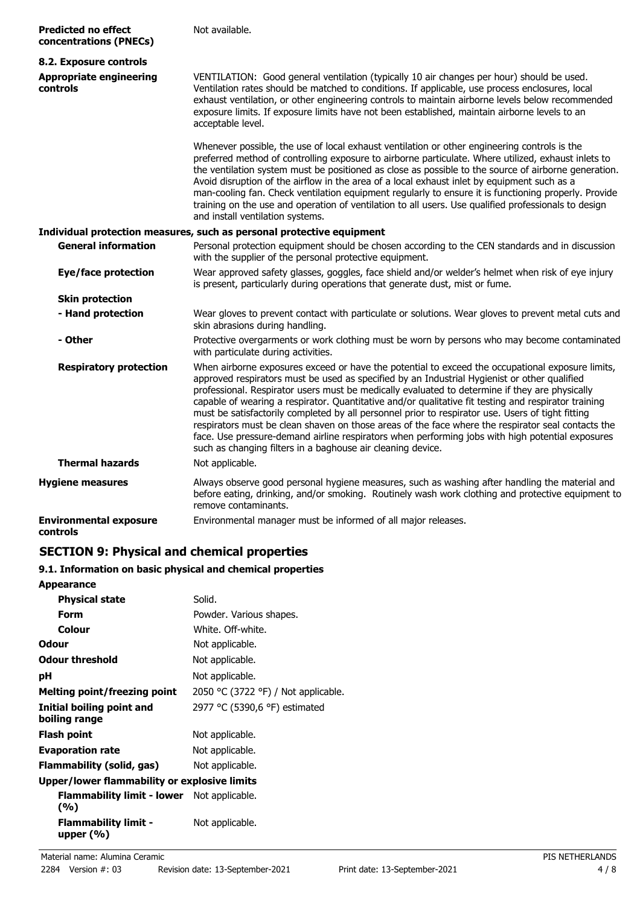| | |
|---|---|
| **Predicted no effect concentrations (PNECs)** | Not available. |

**8.2. Exposure controls**

| | |
|---|---|
| **Appropriate engineering controls** | VENTILATION: Good general ventilation (typically 10 air changes per hour) should be used. Ventilation rates should be matched to conditions. If applicable, use process enclosures, local exhaust ventilation, or other engineering controls to maintain airborne levels below recommended exposure limits. If exposure limits have not been established, maintain airborne levels to an acceptable level.<br><br>Whenever possible, the use of local exhaust ventilation or other engineering controls is the preferred method of controlling exposure to airborne particulate. Where utilized, exhaust inlets to the ventilation system must be positioned as close as possible to the source of airborne generation. Avoid disruption of the airflow in the area of a local exhaust inlet by equipment such as a man-cooling fan. Check ventilation equipment regularly to ensure it is functioning properly. Provide training on the use and operation of ventilation to all users. Use qualified professionals to design and install ventilation systems. |

**Individual protection measures, such as personal protective equipment**

| | |
|---|---|
| **General information** | Personal protection equipment should be chosen according to the CEN standards and in discussion with the supplier of the personal protective equipment. |
| **Eye/face protection** | Wear approved safety glasses, goggles, face shield and/or welder's helmet when risk of eye injury is present, particularly during operations that generate dust, mist or fume. |
| **Skin protection** | |
| **- Hand protection** | Wear gloves to prevent contact with particulate or solutions. Wear gloves to prevent metal cuts and skin abrasions during handling. |
| **- Other** | Protective overgarments or work clothing must be worn by persons who may become contaminated with particulate during activities. |
| **Respiratory protection** | When airborne exposures exceed or have the potential to exceed the occupational exposure limits, approved respirators must be used as specified by an Industrial Hygienist or other qualified professional. Respirator users must be medically evaluated to determine if they are physically capable of wearing a respirator. Quantitative and/or qualitative fit testing and respirator training must be satisfactorily completed by all personnel prior to respirator use. Users of tight fitting respirators must be clean shaven on those areas of the face where the respirator seal contacts the face. Use pressure-demand airline respirators when performing jobs with high potential exposures such as changing filters in a baghouse air cleaning device. |
| **Thermal hazards** | Not applicable. |
| **Hygiene measures** | Always observe good personal hygiene measures, such as washing after handling the material and before eating, drinking, and/or smoking. Routinely wash work clothing and protective equipment to remove contaminants. |
| **Environmental exposure controls** | Environmental manager must be informed of all major releases. |

## SECTION 9: Physical and chemical properties

**9.1. Information on basic physical and chemical properties**

| | |
|---|---|
| **Appearance** | |
| **Physical state** | Solid. |
| **Form** | Powder. Various shapes. |
| **Colour** | White. Off-white. |
| **Odour** | Not applicable. |
| **Odour threshold** | Not applicable. |
| **pH** | Not applicable. |
| **Melting point/freezing point** | 2050 °C (3722 °F) / Not applicable. |
| **Initial boiling point and boiling range** | 2977 °C (5390,6 °F) estimated |
| **Flash point** | Not applicable. |
| **Evaporation rate** | Not applicable. |
| **Flammability (solid, gas)** | Not applicable. |
| **Upper/lower flammability or explosive limits** | |
| **Flammability limit - lower (%)** | Not applicable. |
| **Flammability limit - upper (%)** | Not applicable. |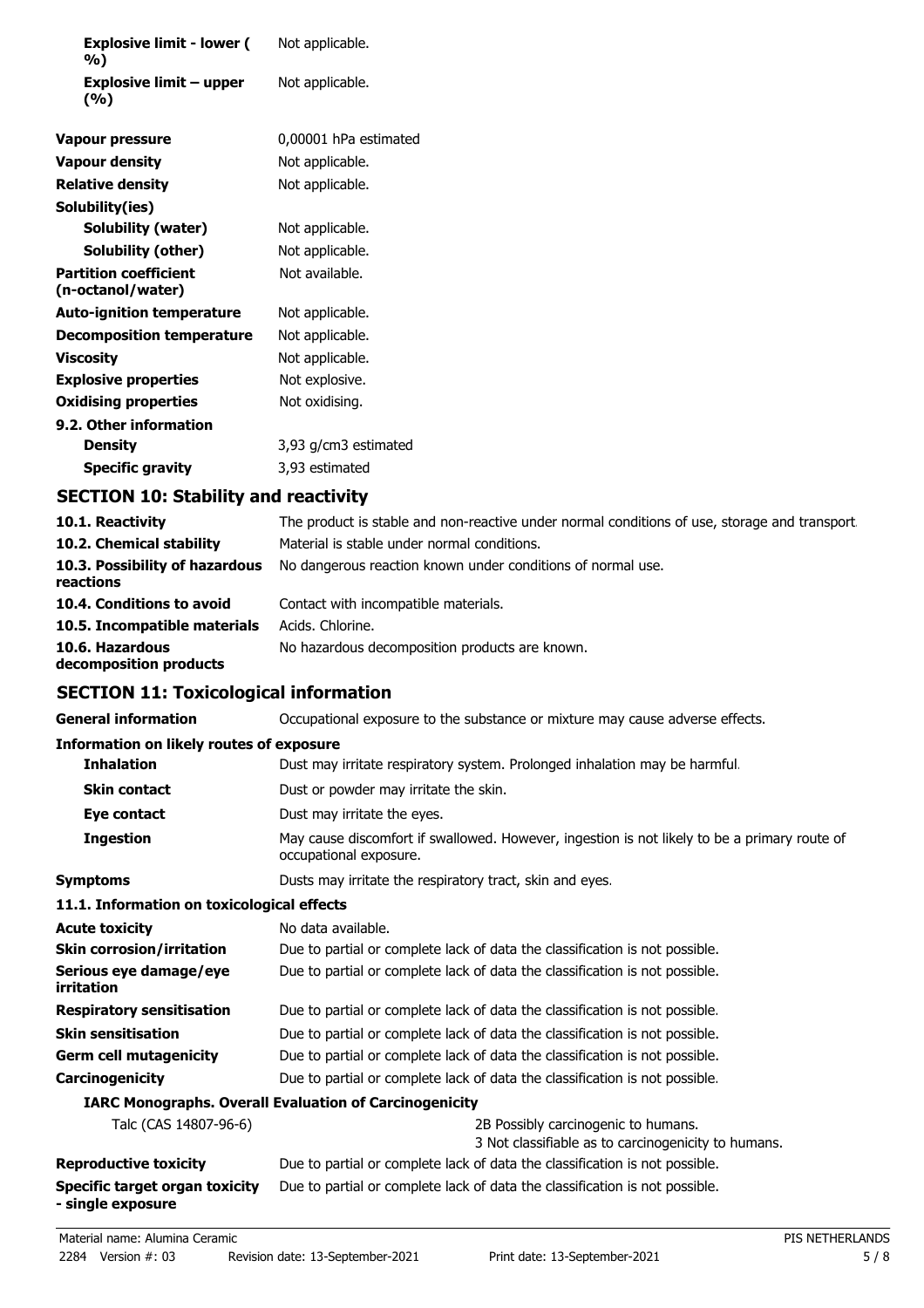| | |
|---|---|
| **Explosive limit - lower (%)** | Not applicable. |
| **Explosive limit – upper (%)** | Not applicable. |
| **Vapour pressure** | 0,00001 hPa estimated |
| **Vapour density** | Not applicable. |
| **Relative density** | Not applicable. |
| **Solubility(ies)** | |
| **Solubility (water)** | Not applicable. |
| **Solubility (other)** | Not applicable. |
| **Partition coefficient (n-octanol/water)** | Not available. |
| **Auto-ignition temperature** | Not applicable. |
| **Decomposition temperature** | Not applicable. |
| **Viscosity** | Not applicable. |
| **Explosive properties** | Not explosive. |
| **Oxidising properties** | Not oxidising. |
| **9.2. Other information** | |
| **Density** | 3,93 g/cm3 estimated |
| **Specific gravity** | 3,93 estimated |

## SECTION 10: Stability and reactivity

| | |
|---|---|
| **10.1. Reactivity** | The product is stable and non-reactive under normal conditions of use, storage and transport. |
| **10.2. Chemical stability** | Material is stable under normal conditions. |
| **10.3. Possibility of hazardous reactions** | No dangerous reaction known under conditions of normal use. |
| **10.4. Conditions to avoid** | Contact with incompatible materials. |
| **10.5. Incompatible materials** | Acids. Chlorine. |
| **10.6. Hazardous decomposition products** | No hazardous decomposition products are known. |

## SECTION 11: Toxicological information

| | |
|---|---|
| **General information** | Occupational exposure to the substance or mixture may cause adverse effects. |
| **Information on likely routes of exposure** | |
| **Inhalation** | Dust may irritate respiratory system. Prolonged inhalation may be harmful. |
| **Skin contact** | Dust or powder may irritate the skin. |
| **Eye contact** | Dust may irritate the eyes. |
| **Ingestion** | May cause discomfort if swallowed. However, ingestion is not likely to be a primary route of occupational exposure. |
| **Symptoms** | Dusts may irritate the respiratory tract, skin and eyes. |
| **11.1. Information on toxicological effects** | |
| **Acute toxicity** | No data available. |
| **Skin corrosion/irritation** | Due to partial or complete lack of data the classification is not possible. |
| **Serious eye damage/eye irritation** | Due to partial or complete lack of data the classification is not possible. |
| **Respiratory sensitisation** | Due to partial or complete lack of data the classification is not possible. |
| **Skin sensitisation** | Due to partial or complete lack of data the classification is not possible. |
| **Germ cell mutagenicity** | Due to partial or complete lack of data the classification is not possible. |
| **Carcinogenicity** | Due to partial or complete lack of data the classification is not possible. |
| **IARC Monographs. Overall Evaluation of Carcinogenicity** | |
| Talc (CAS 14807-96-6) | 2B Possibly carcinogenic to humans.<br>3 Not classifiable as to carcinogenicity to humans. |
| **Reproductive toxicity** | Due to partial or complete lack of data the classification is not possible. |
| **Specific target organ toxicity - single exposure** | Due to partial or complete lack of data the classification is not possible. |

Material name: Alumina Ceramic
2284 Version #: 03 Revision date: 13-September-2021 Print date: 13-September-2021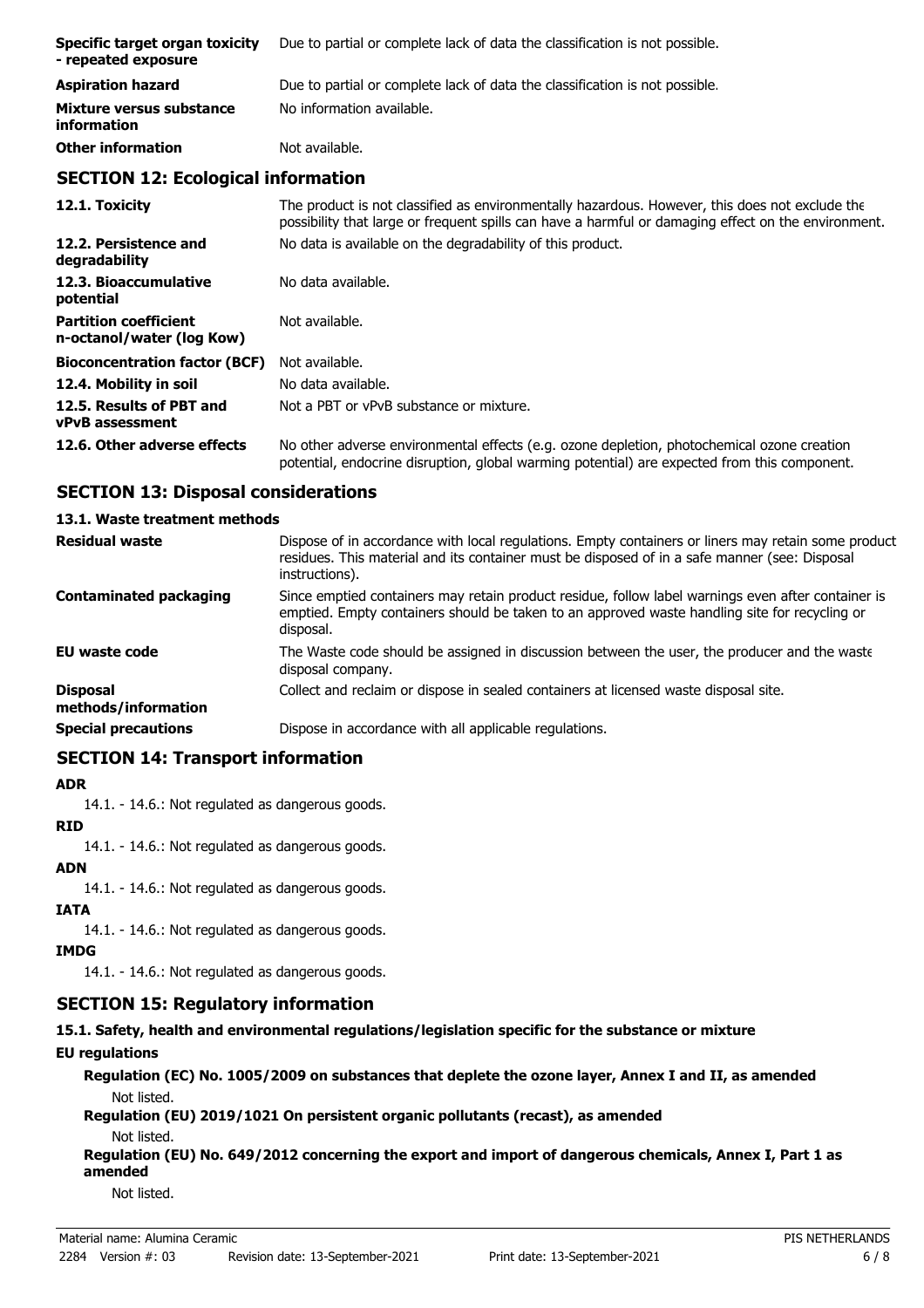| | |
|---|---|
| **Specific target organ toxicity - repeated exposure** | Due to partial or complete lack of data the classification is not possible. |
| **Aspiration hazard** | Due to partial or complete lack of data the classification is not possible. |
| **Mixture versus substance information** | No information available. |
| **Other information** | Not available. |

## SECTION 12: Ecological information

| | |
|---|---|
| **12.1. Toxicity** | The product is not classified as environmentally hazardous. However, this does not exclude the possibility that large or frequent spills can have a harmful or damaging effect on the environment. |
| **12.2. Persistence and degradability** | No data is available on the degradability of this product. |
| **12.3. Bioaccumulative potential** | No data available. |
| **Partition coefficient n-octanol/water (log Kow)** | Not available. |
| **Bioconcentration factor (BCF)** | Not available. |
| **12.4. Mobility in soil** | No data available. |
| **12.5. Results of PBT and vPvB assessment** | Not a PBT or vPvB substance or mixture. |
| **12.6. Other adverse effects** | No other adverse environmental effects (e.g. ozone depletion, photochemical ozone creation potential, endocrine disruption, global warming potential) are expected from this component. |

## SECTION 13: Disposal considerations

### 13.1. Waste treatment methods

| | |
|---|---|
| **Residual waste** | Dispose of in accordance with local regulations. Empty containers or liners may retain some product residues. This material and its container must be disposed of in a safe manner (see: Disposal instructions). |
| **Contaminated packaging** | Since emptied containers may retain product residue, follow label warnings even after container is emptied. Empty containers should be taken to an approved waste handling site for recycling or disposal. |
| **EU waste code** | The Waste code should be assigned in discussion between the user, the producer and the waste disposal company. |
| **Disposal methods/information** | Collect and reclaim or dispose in sealed containers at licensed waste disposal site. |
| **Special precautions** | Dispose in accordance with all applicable regulations. |

## SECTION 14: Transport information

**ADR**

14.1. - 14.6.: Not regulated as dangerous goods.

**RID**

14.1. - 14.6.: Not regulated as dangerous goods.

**ADN**

14.1. - 14.6.: Not regulated as dangerous goods.

**IATA**

14.1. - 14.6.: Not regulated as dangerous goods.

**IMDG**

14.1. - 14.6.: Not regulated as dangerous goods.

## SECTION 15: Regulatory information

### 15.1. Safety, health and environmental regulations/legislation specific for the substance or mixture

**EU regulations**

**Regulation (EC) No. 1005/2009 on substances that deplete the ozone layer, Annex I and II, as amended**

Not listed.

**Regulation (EU) 2019/1021 On persistent organic pollutants (recast), as amended**

Not listed.

**Regulation (EU) No. 649/2012 concerning the export and import of dangerous chemicals, Annex I, Part 1 as amended**

Not listed.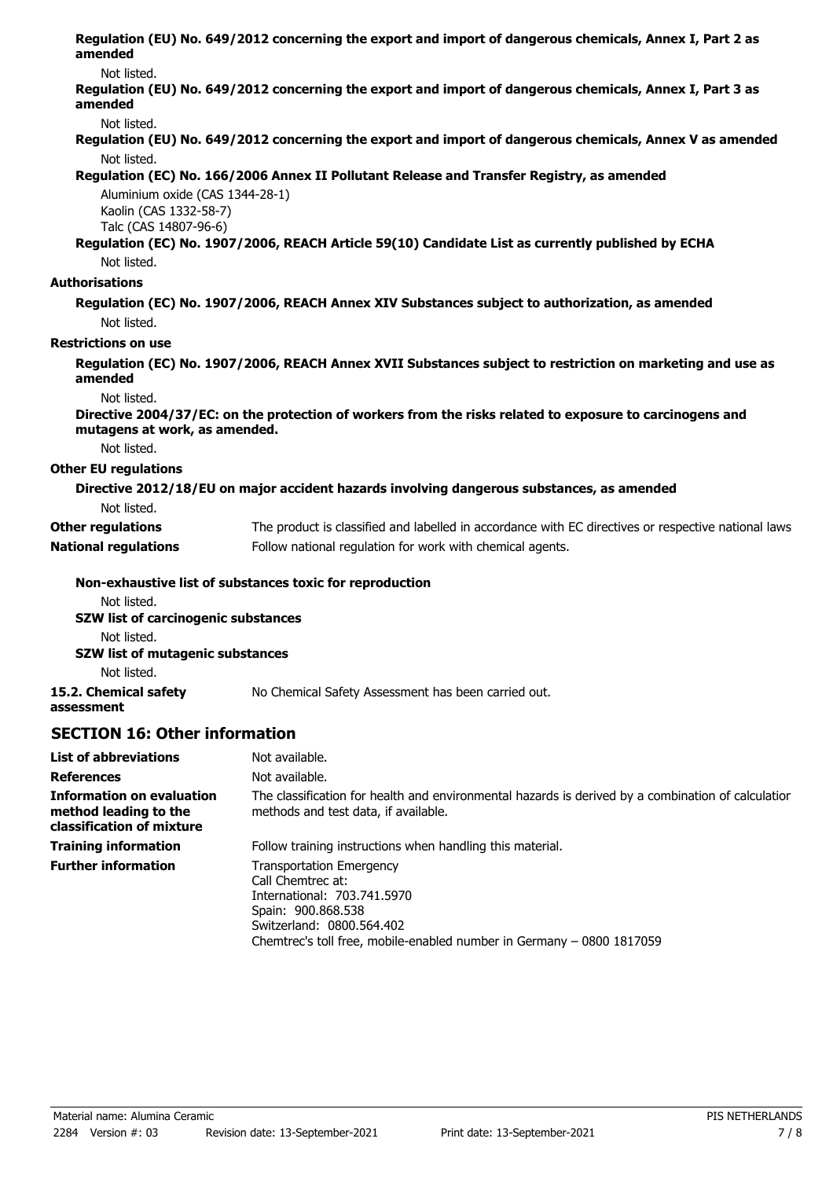**Regulation (EU) No. 649/2012 concerning the export and import of dangerous chemicals, Annex I, Part 2 as amended**

Not listed.

**Regulation (EU) No. 649/2012 concerning the export and import of dangerous chemicals, Annex I, Part 3 as amended**

Not listed.

**Regulation (EU) No. 649/2012 concerning the export and import of dangerous chemicals, Annex V as amended**

Not listed.

**Regulation (EC) No. 166/2006 Annex II Pollutant Release and Transfer Registry, as amended**

Aluminium oxide (CAS 1344-28-1)
Kaolin (CAS 1332-58-7)
Talc (CAS 14807-96-6)

**Regulation (EC) No. 1907/2006, REACH Article 59(10) Candidate List as currently published by ECHA**

Not listed.

**Authorisations**

**Regulation (EC) No. 1907/2006, REACH Annex XIV Substances subject to authorization, as amended**

Not listed.

**Restrictions on use**

**Regulation (EC) No. 1907/2006, REACH Annex XVII Substances subject to restriction on marketing and use as amended**

Not listed.

**Directive 2004/37/EC: on the protection of workers from the risks related to exposure to carcinogens and mutagens at work, as amended.**

Not listed.

**Other EU regulations**

**Directive 2012/18/EU on major accident hazards involving dangerous substances, as amended**

Not listed.

**Other regulations** The product is classified and labelled in accordance with EC directives or respective national laws

**National regulations** Follow national regulation for work with chemical agents.

**Non-exhaustive list of substances toxic for reproduction**

Not listed.

**SZW list of carcinogenic substances**

Not listed.

**SZW list of mutagenic substances**

Not listed.

**15.2. Chemical safety assessment** No Chemical Safety Assessment has been carried out.

## SECTION 16: Other information

**List of abbreviations** Not available.

**References** Not available.

**Information on evaluation method leading to the classification of mixture** The classification for health and environmental hazards is derived by a combination of calculation methods and test data, if available.

**Training information** Follow training instructions when handling this material.

**Further information** Transportation Emergency
Call Chemtrec at:
International: 703.741.5970
Spain: 900.868.538
Switzerland: 0800.564.402
Chemtrec's toll free, mobile-enabled number in Germany – 0800 1817059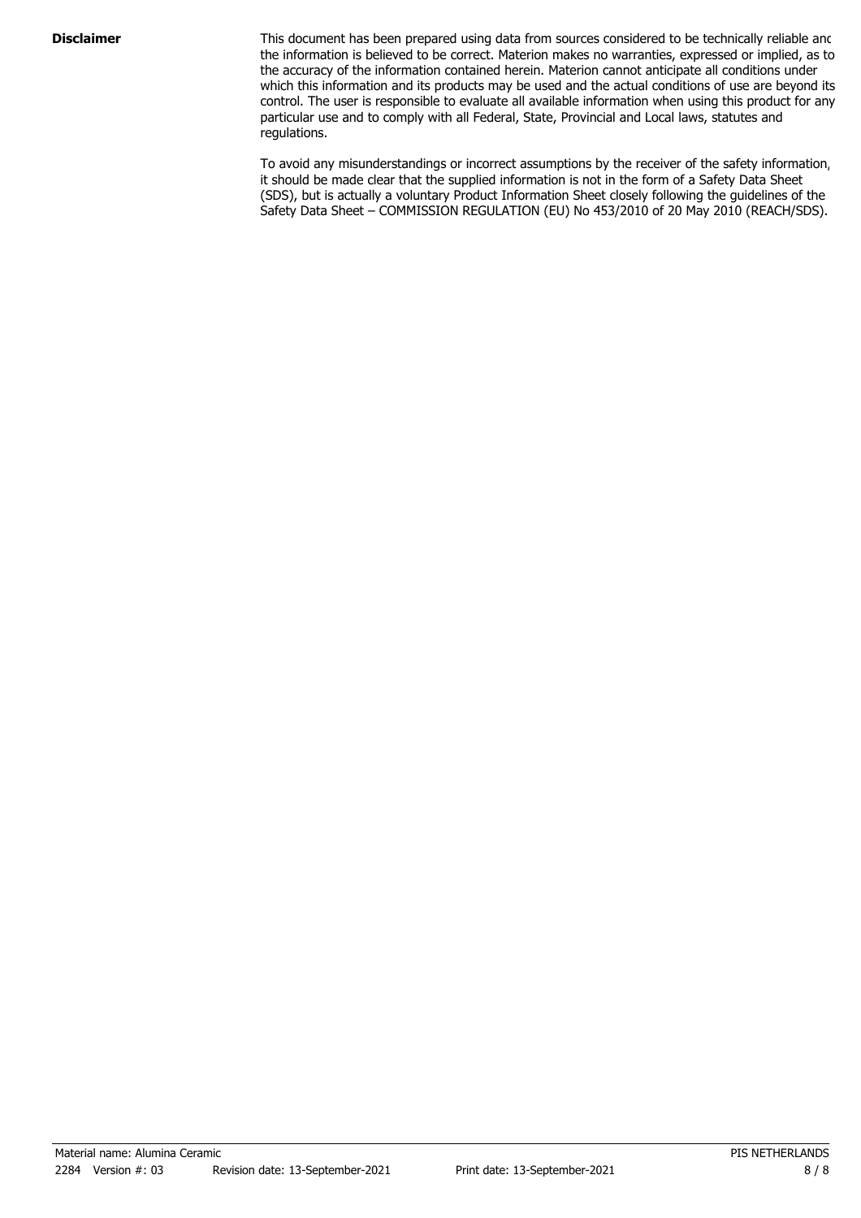**Disclaimer**

This document has been prepared using data from sources considered to be technically reliable and the information is believed to be correct. Materion makes no warranties, expressed or implied, as to the accuracy of the information contained herein. Materion cannot anticipate all conditions under which this information and its products may be used and the actual conditions of use are beyond its control. The user is responsible to evaluate all available information when using this product for any particular use and to comply with all Federal, State, Provincial and Local laws, statutes and regulations.

To avoid any misunderstandings or incorrect assumptions by the receiver of the safety information, it should be made clear that the supplied information is not in the form of a Safety Data Sheet (SDS), but is actually a voluntary Product Information Sheet closely following the guidelines of the Safety Data Sheet – COMMISSION REGULATION (EU) No 453/2010 of 20 May 2010 (REACH/SDS).